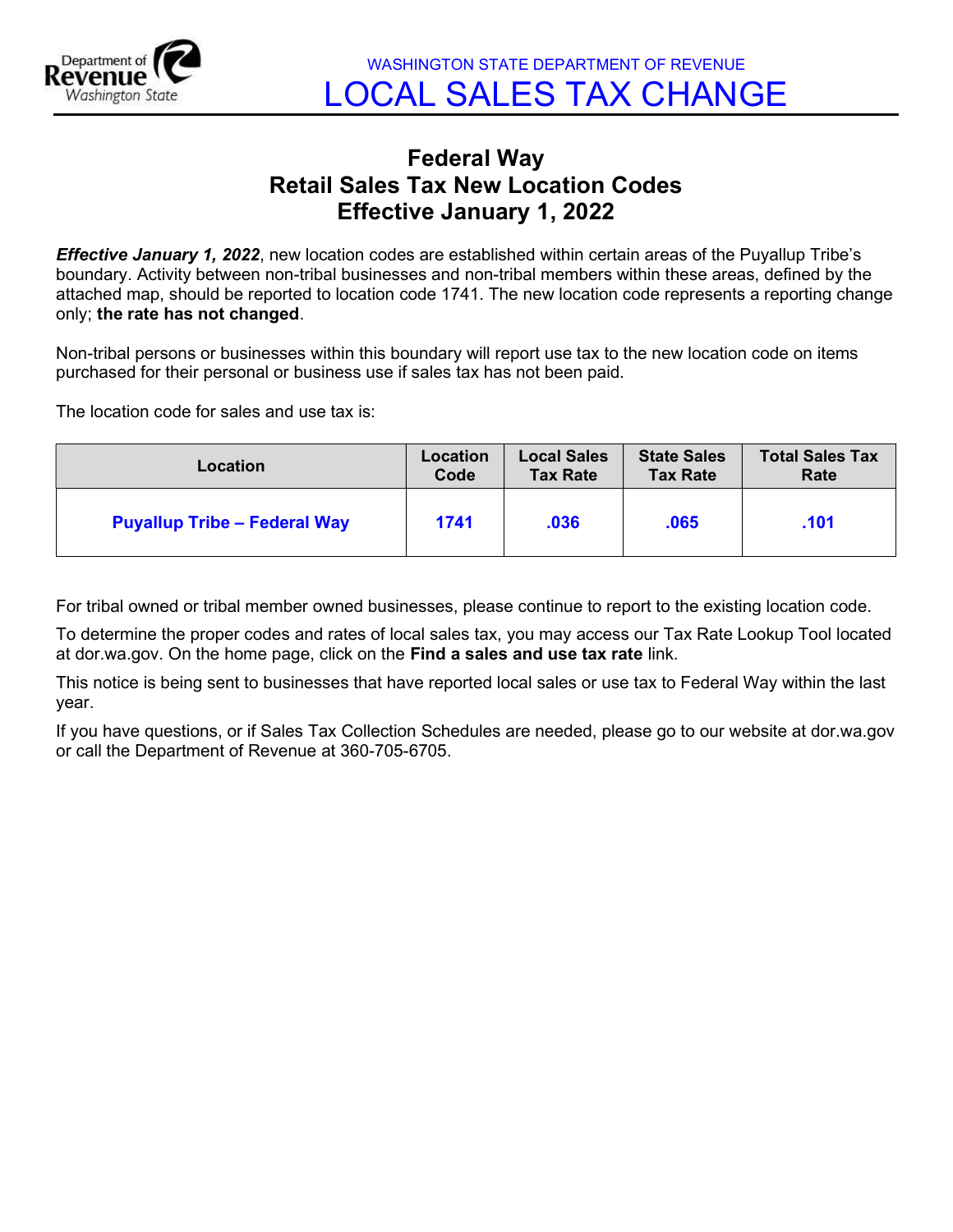WASHINGTON STATE DEPARTMENT OF REVENUE

# LOCAL SALES TAX CHANGE

## Federal Way
## Retail Sales Tax New Location Codes
## Effective January 1, 2022

***Effective January 1, 2022***, new location codes are established within certain areas of the Puyallup Tribe's boundary. Activity between non-tribal businesses and non-tribal members within these areas, defined by the attached map, should be reported to location code 1741. The new location code represents a reporting change only; **the rate has not changed**.

Non-tribal persons or businesses within this boundary will report use tax to the new location code on items purchased for their personal or business use if sales tax has not been paid.

The location code for sales and use tax is:

| Location | Location Code | Local Sales Tax Rate | State Sales Tax Rate | Total Sales Tax Rate |
|---|---|---|---|---|
| **Puyallup Tribe – Federal Way** | **1741** | **.036** | **.065** | **.101** |

For tribal owned or tribal member owned businesses, please continue to report to the existing location code.

To determine the proper codes and rates of local sales tax, you may access our Tax Rate Lookup Tool located at dor.wa.gov. On the home page, click on the **Find a sales and use tax rate** link.

This notice is being sent to businesses that have reported local sales or use tax to Federal Way within the last year.

If you have questions, or if Sales Tax Collection Schedules are needed, please go to our website at dor.wa.gov or call the Department of Revenue at 360-705-6705.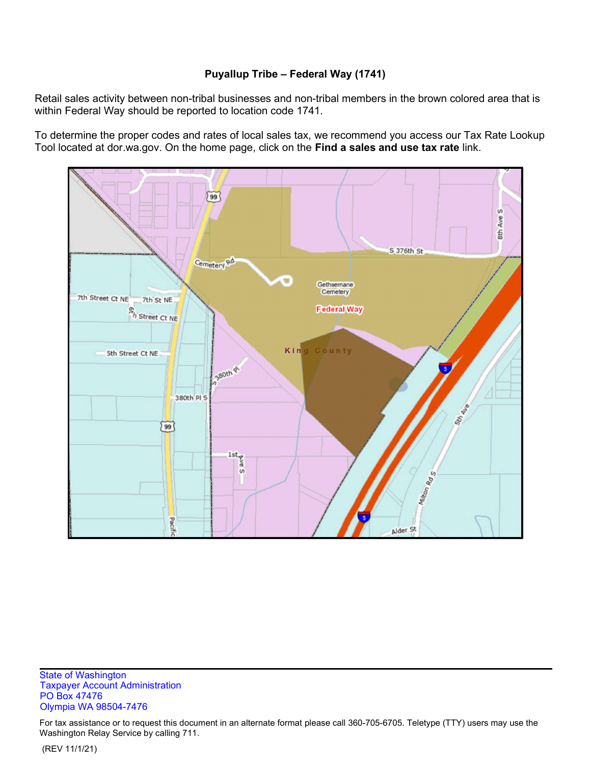**Puyallup Tribe – Federal Way (1741)**

Retail sales activity between non-tribal businesses and non-tribal members in the brown colored area that is within Federal Way should be reported to location code 1741.

To determine the proper codes and rates of local sales tax, we recommend you access our Tax Rate Lookup Tool located at dor.wa.gov. On the home page, click on the **Find a sales and use tax rate** link.

99
Cemetery Rd
S 376th St
8th Ave S
Gethsemane Cemetery
Federal Way
King County
7th Street Ct NE
7th St NE
6th Street Ct NE
5th Street Ct NE
S 380th Pl
380th Pl S
99
1st Ave S
5
5th Ave
Milton Rd S
5
Alder St
Pacific

State of Washington
Taxpayer Account Administration
PO Box 47476
Olympia WA 98504-7476

For tax assistance or to request this document in an alternate format please call 360-705-6705. Teletype (TTY) users may use the Washington Relay Service by calling 711.

(REV 11/1/21)